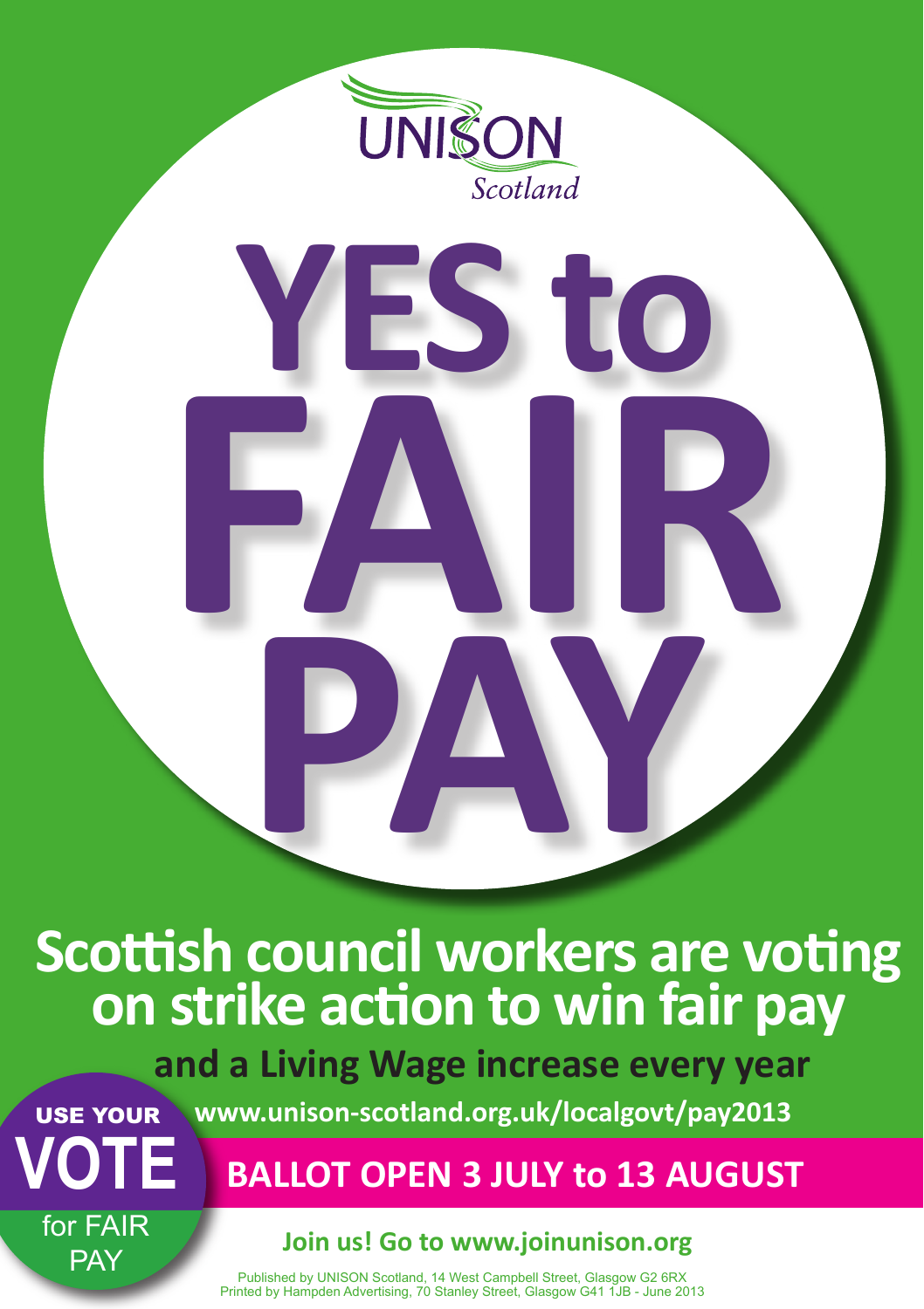UNISON
*Scotland*

# YES to FAIR PAY

## Scottish council workers are voting on strike action to win fair pay

### and a Living Wage increase every year

**www.unison-scotland.org.uk/localgovt/pay2013**

USE YOUR **VOTE** for FAIR PAY

**BALLOT OPEN 3 JULY to 13 AUGUST**

**Join us! Go to www.joinunison.org**

Published by UNISON Scotland, 14 West Campbell Street, Glasgow G2 6RX
Printed by Hampden Advertising, 70 Stanley Street, Glasgow G41 1JB - June 2013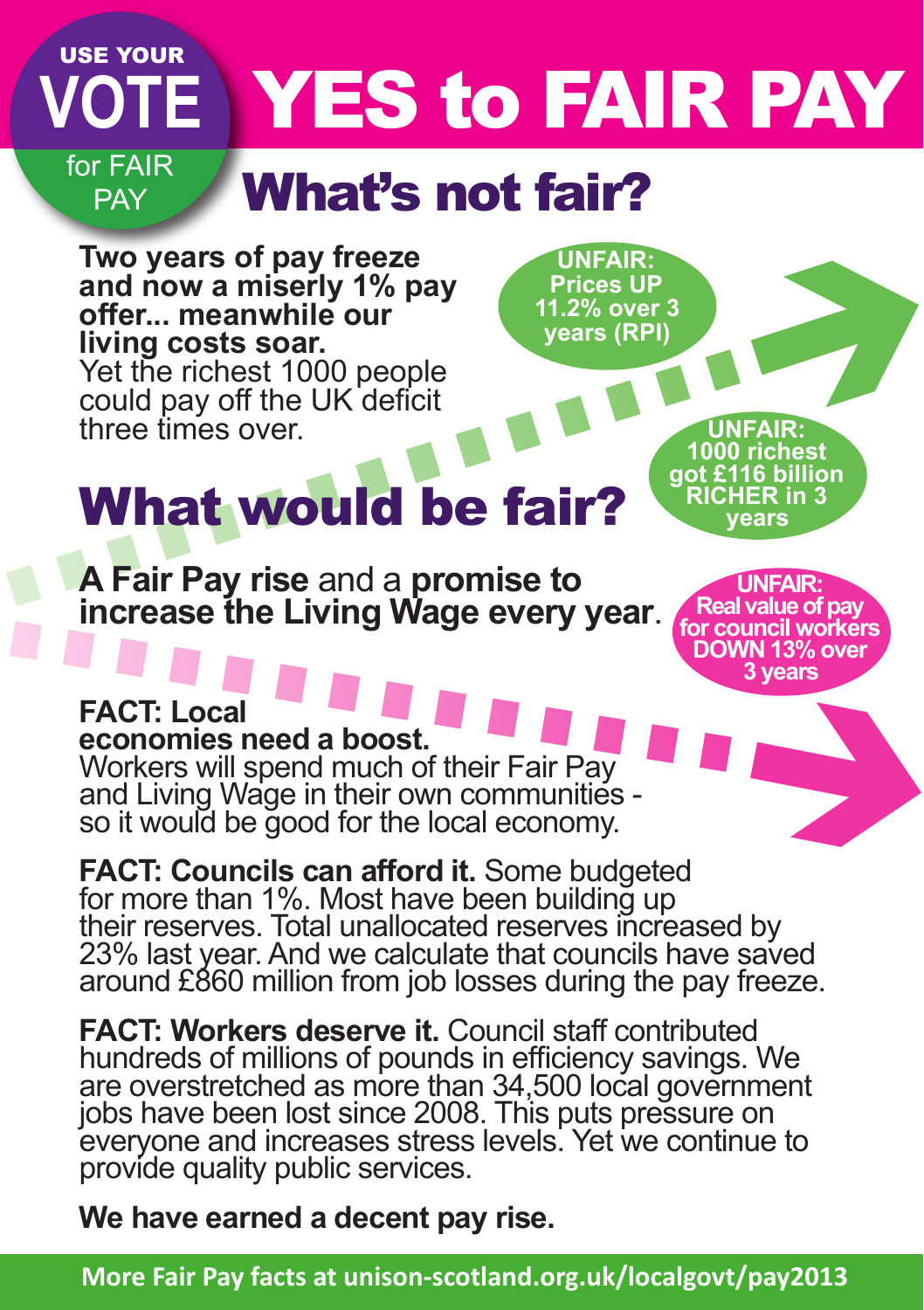USE YOUR **VOTE** for FAIR PAY

# YES to FAIR PAY

## What's not fair?

**Two years of pay freeze and now a miserly 1% pay offer... meanwhile our living costs soar.**
Yet the richest 1000 people could pay off the UK deficit three times over.

**UNFAIR: Prices UP 11.2% over 3 years (RPI)**

**UNFAIR: 1000 richest got £116 billion RICHER in 3 years**

## What would be fair?

**A Fair Pay rise** and a **promise to increase the Living Wage every year**.

**UNFAIR: Real value of pay for council workers DOWN 13% over 3 years**

**FACT: Local economies need a boost.**
Workers will spend much of their Fair Pay and Living Wage in their own communities - so it would be good for the local economy.

**FACT: Councils can afford it.** Some budgeted for more than 1%. Most have been building up their reserves. Total unallocated reserves increased by 23% last year. And we calculate that councils have saved around £860 million from job losses during the pay freeze.

**FACT: Workers deserve it.** Council staff contributed hundreds of millions of pounds in efficiency savings. We are overstretched as more than 34,500 local government jobs have been lost since 2008. This puts pressure on everyone and increases stress levels. Yet we continue to provide quality public services.

**We have earned a decent pay rise.**

**More Fair Pay facts at unison-scotland.org.uk/localgovt/pay2013**